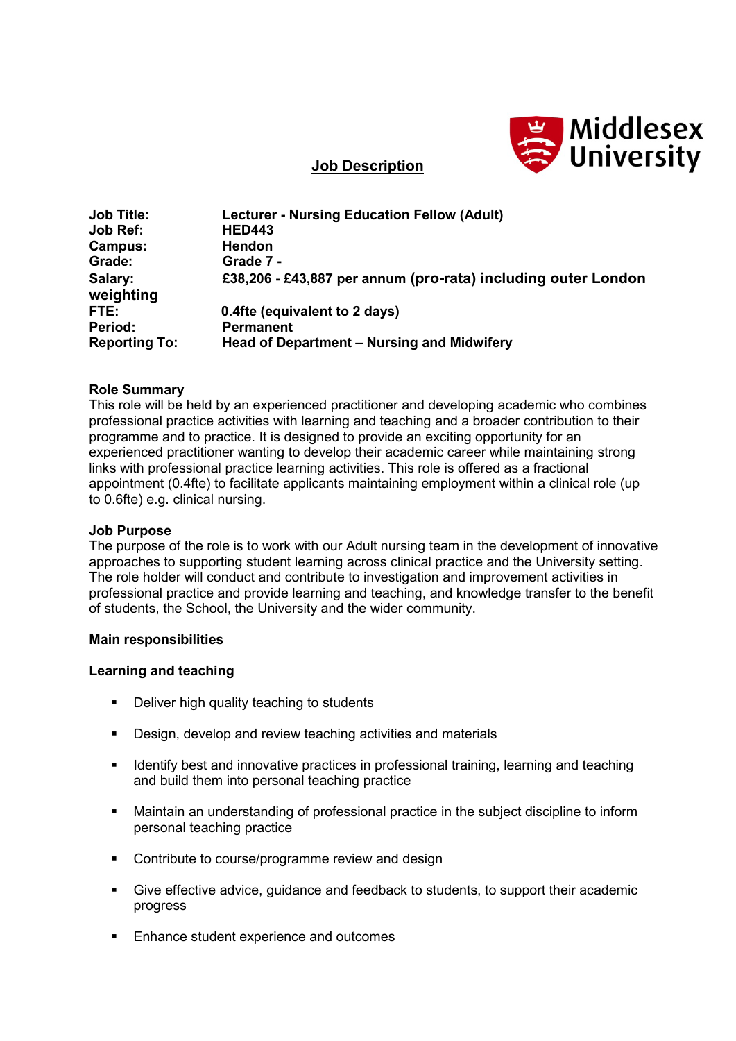Middlesex University

# Job Description

**Job Title:** Lecturer - Nursing Education Fellow (Adult)
**Job Ref:** HED443
**Campus:** Hendon
**Grade:** Grade 7 -
**Salary:** £38,206 - £43,887 per annum (pro-rata) including outer London weighting
**FTE:** 0.4fte (equivalent to 2 days)
**Period:** Permanent
**Reporting To:** Head of Department – Nursing and Midwifery

**Role Summary**
This role will be held by an experienced practitioner and developing academic who combines professional practice activities with learning and teaching and a broader contribution to their programme and to practice. It is designed to provide an exciting opportunity for an experienced practitioner wanting to develop their academic career while maintaining strong links with professional practice learning activities. This role is offered as a fractional appointment (0.4fte) to facilitate applicants maintaining employment within a clinical role (up to 0.6fte) e.g. clinical nursing.

**Job Purpose**
The purpose of the role is to work with our Adult nursing team in the development of innovative approaches to supporting student learning across clinical practice and the University setting. The role holder will conduct and contribute to investigation and improvement activities in professional practice and provide learning and teaching, and knowledge transfer to the benefit of students, the School, the University and the wider community.

**Main responsibilities**

**Learning and teaching**

- Deliver high quality teaching to students
- Design, develop and review teaching activities and materials
- Identify best and innovative practices in professional training, learning and teaching and build them into personal teaching practice
- Maintain an understanding of professional practice in the subject discipline to inform personal teaching practice
- Contribute to course/programme review and design
- Give effective advice, guidance and feedback to students, to support their academic progress
- Enhance student experience and outcomes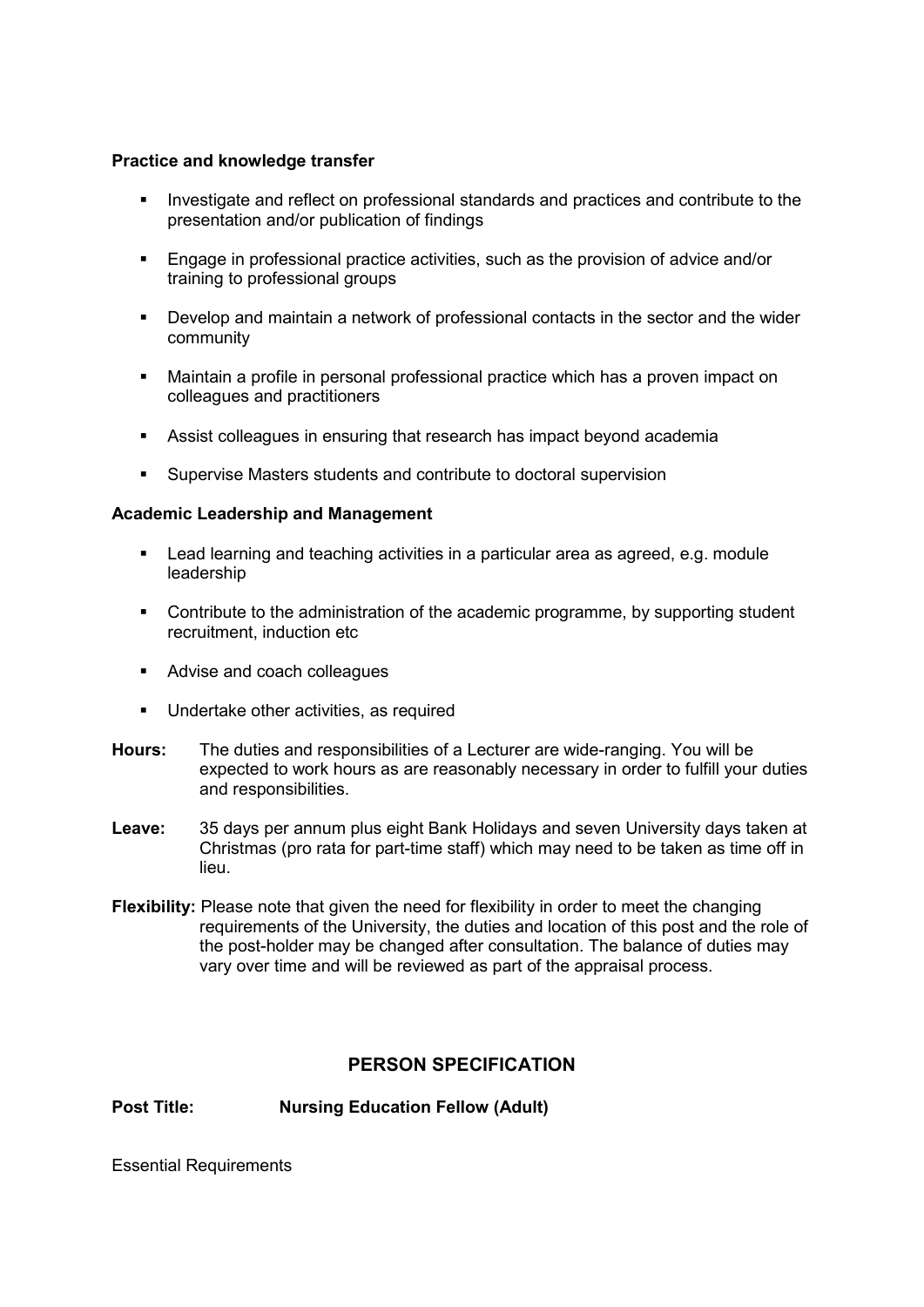**Practice and knowledge transfer**

- Investigate and reflect on professional standards and practices and contribute to the presentation and/or publication of findings
- Engage in professional practice activities, such as the provision of advice and/or training to professional groups
- Develop and maintain a network of professional contacts in the sector and the wider community
- Maintain a profile in personal professional practice which has a proven impact on colleagues and practitioners
- Assist colleagues in ensuring that research has impact beyond academia
- Supervise Masters students and contribute to doctoral supervision

**Academic Leadership and Management**

- Lead learning and teaching activities in a particular area as agreed, e.g. module leadership
- Contribute to the administration of the academic programme, by supporting student recruitment, induction etc
- Advise and coach colleagues
- Undertake other activities, as required

**Hours:** The duties and responsibilities of a Lecturer are wide-ranging. You will be expected to work hours as are reasonably necessary in order to fulfill your duties and responsibilities.

**Leave:** 35 days per annum plus eight Bank Holidays and seven University days taken at Christmas (pro rata for part-time staff) which may need to be taken as time off in lieu.

**Flexibility:** Please note that given the need for flexibility in order to meet the changing requirements of the University, the duties and location of this post and the role of the post-holder may be changed after consultation. The balance of duties may vary over time and will be reviewed as part of the appraisal process.

## PERSON SPECIFICATION

**Post Title: Nursing Education Fellow (Adult)**

Essential Requirements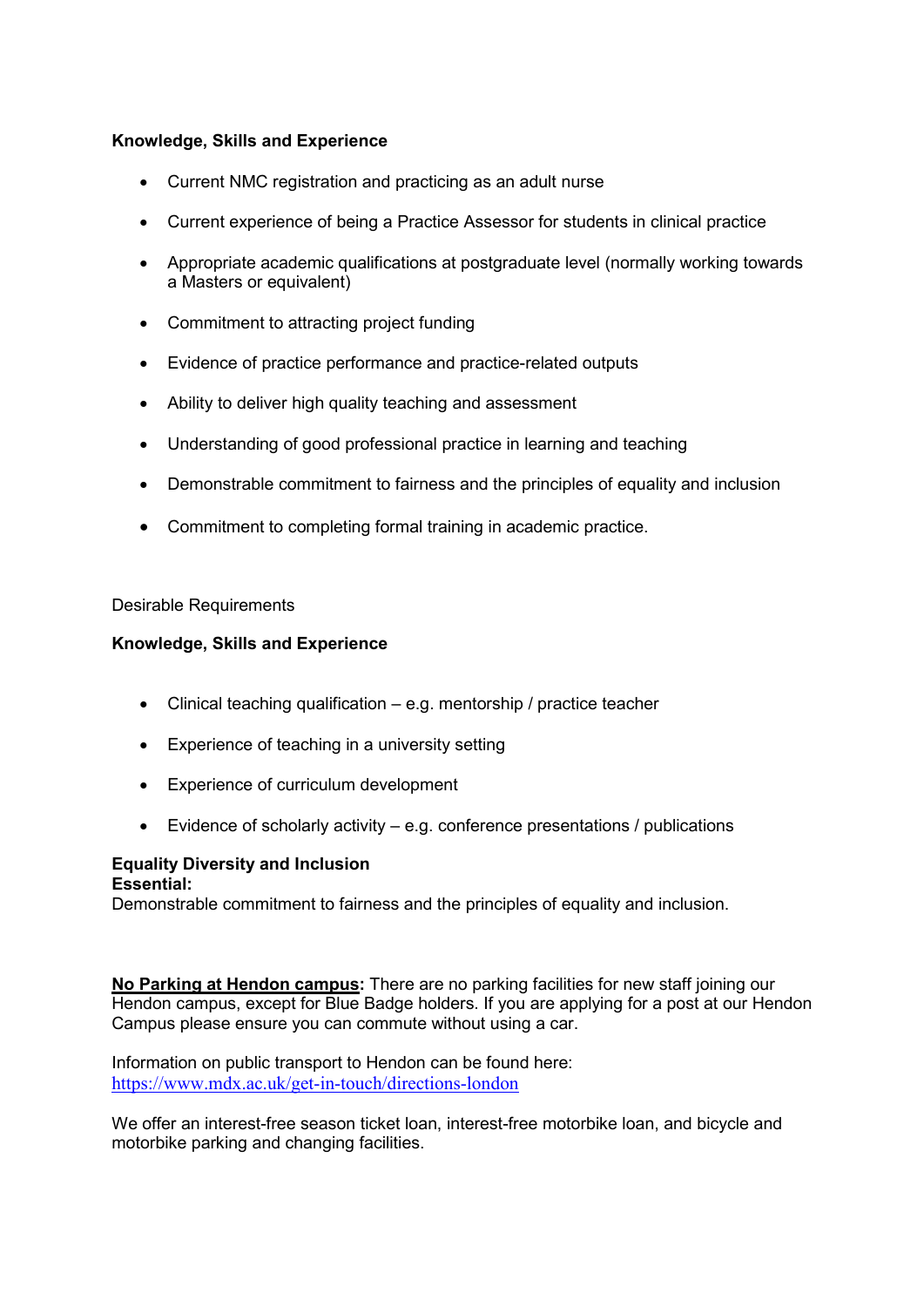**Knowledge, Skills and Experience**

- Current NMC registration and practicing as an adult nurse
- Current experience of being a Practice Assessor for students in clinical practice
- Appropriate academic qualifications at postgraduate level (normally working towards a Masters or equivalent)
- Commitment to attracting project funding
- Evidence of practice performance and practice-related outputs
- Ability to deliver high quality teaching and assessment
- Understanding of good professional practice in learning and teaching
- Demonstrable commitment to fairness and the principles of equality and inclusion
- Commitment to completing formal training in academic practice.

Desirable Requirements

**Knowledge, Skills and Experience**

- Clinical teaching qualification – e.g. mentorship / practice teacher
- Experience of teaching in a university setting
- Experience of curriculum development
- Evidence of scholarly activity – e.g. conference presentations / publications

**Equality Diversity and Inclusion**
**Essential:**
Demonstrable commitment to fairness and the principles of equality and inclusion.

**No Parking at Hendon campus:** There are no parking facilities for new staff joining our Hendon campus, except for Blue Badge holders. If you are applying for a post at our Hendon Campus please ensure you can commute without using a car.

Information on public transport to Hendon can be found here:
https://www.mdx.ac.uk/get-in-touch/directions-london

We offer an interest-free season ticket loan, interest-free motorbike loan, and bicycle and motorbike parking and changing facilities.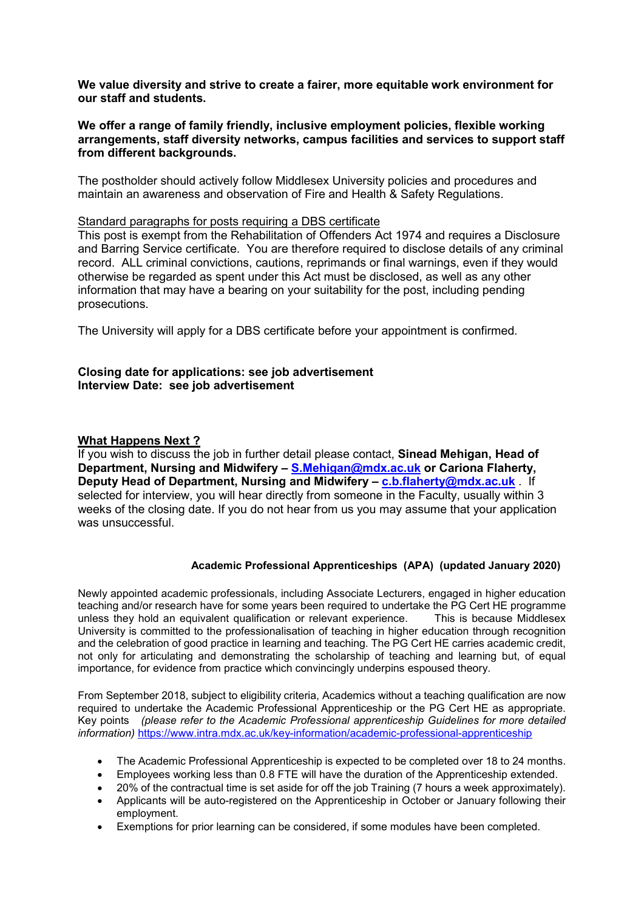**We value diversity and strive to create a fairer, more equitable work environment for our staff and students.**

**We offer a range of family friendly, inclusive employment policies, flexible working arrangements, staff diversity networks, campus facilities and services to support staff from different backgrounds.**

The postholder should actively follow Middlesex University policies and procedures and maintain an awareness and observation of Fire and Health & Safety Regulations.

<u>Standard paragraphs for posts requiring a DBS certificate</u>

This post is exempt from the Rehabilitation of Offenders Act 1974 and requires a Disclosure and Barring Service certificate. You are therefore required to disclose details of any criminal record. ALL criminal convictions, cautions, reprimands or final warnings, even if they would otherwise be regarded as spent under this Act must be disclosed, as well as any other information that may have a bearing on your suitability for the post, including pending prosecutions.

The University will apply for a DBS certificate before your appointment is confirmed.

**Closing date for applications: see job advertisement**
**Interview Date: see job advertisement**

## What Happens Next ?

If you wish to discuss the job in further detail please contact, **Sinead Mehigan, Head of Department, Nursing and Midwifery – [S.Mehigan@mdx.ac.uk](mailto:S.Mehigan@mdx.ac.uk) or Cariona Flaherty, Deputy Head of Department, Nursing and Midwifery – [c.b.flaherty@mdx.ac.uk](mailto:c.b.flaherty@mdx.ac.uk)** . If selected for interview, you will hear directly from someone in the Faculty, usually within 3 weeks of the closing date. If you do not hear from us you may assume that your application was unsuccessful.

### Academic Professional Apprenticeships (APA) (updated January 2020)

Newly appointed academic professionals, including Associate Lecturers, engaged in higher education teaching and/or research have for some years been required to undertake the PG Cert HE programme unless they hold an equivalent qualification or relevant experience. This is because Middlesex University is committed to the professionalisation of teaching in higher education through recognition and the celebration of good practice in learning and teaching. The PG Cert HE carries academic credit, not only for articulating and demonstrating the scholarship of teaching and learning but, of equal importance, for evidence from practice which convincingly underpins espoused theory.

From September 2018, subject to eligibility criteria, Academics without a teaching qualification are now required to undertake the Academic Professional Apprenticeship or the PG Cert HE as appropriate. Key points *(please refer to the Academic Professional apprenticeship Guidelines for more detailed information)* https://www.intra.mdx.ac.uk/key-information/academic-professional-apprenticeship

- The Academic Professional Apprenticeship is expected to be completed over 18 to 24 months.
- Employees working less than 0.8 FTE will have the duration of the Apprenticeship extended.
- 20% of the contractual time is set aside for off the job Training (7 hours a week approximately).
- Applicants will be auto-registered on the Apprenticeship in October or January following their employment.
- Exemptions for prior learning can be considered, if some modules have been completed.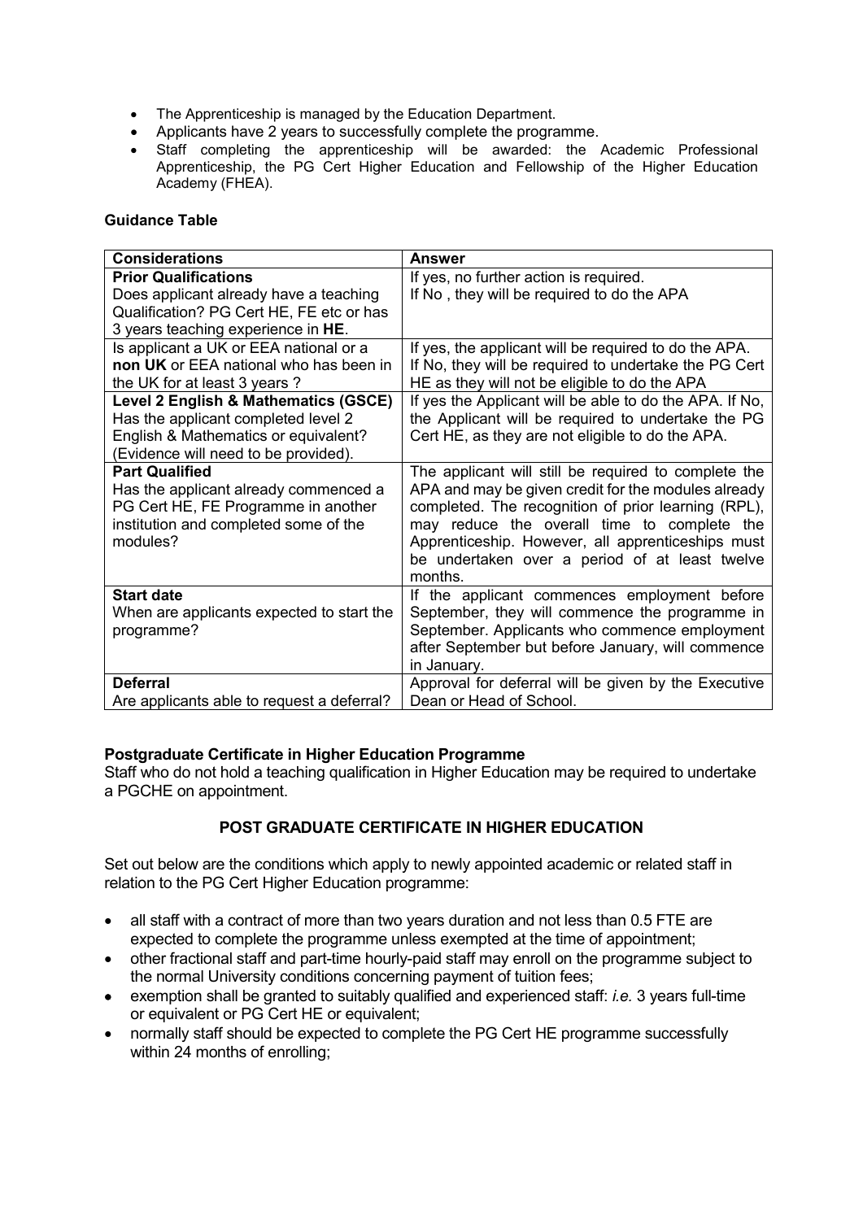- The Apprenticeship is managed by the Education Department.
- Applicants have 2 years to successfully complete the programme.
- Staff completing the apprenticeship will be awarded: the Academic Professional Apprenticeship, the PG Cert Higher Education and Fellowship of the Higher Education Academy (FHEA).

**Guidance Table**

| **Considerations** | **Answer** |
|---|---|
| **Prior Qualifications**<br>Does applicant already have a teaching Qualification? PG Cert HE, FE etc or has 3 years teaching experience in **HE**. | If yes, no further action is required.<br>If No , they will be required to do the APA |
| Is applicant a UK or EEA national or a **non UK** or EEA national who has been in the UK for at least 3 years ? | If yes, the applicant will be required to do the APA. If No, they will be required to undertake the PG Cert HE as they will not be eligible to do the APA |
| **Level 2 English & Mathematics (GSCE)**<br>Has the applicant completed level 2 English & Mathematics or equivalent? (Evidence will need to be provided). | If yes the Applicant will be able to do the APA. If No, the Applicant will be required to undertake the PG Cert HE, as they are not eligible to do the APA. |
| **Part Qualified**<br>Has the applicant already commenced a PG Cert HE, FE Programme in another institution and completed some of the modules? | The applicant will still be required to complete the APA and may be given credit for the modules already completed. The recognition of prior learning (RPL), may reduce the overall time to complete the Apprenticeship. However, all apprenticeships must be undertaken over a period of at least twelve months. |
| **Start date**<br>When are applicants expected to start the programme? | If the applicant commences employment before September, they will commence the programme in September. Applicants who commence employment after September but before January, will commence in January. |
| **Deferral**<br>Are applicants able to request a deferral? | Approval for deferral will be given by the Executive Dean or Head of School. |

**Postgraduate Certificate in Higher Education Programme**
Staff who do not hold a teaching qualification in Higher Education may be required to undertake a PGCHE on appointment.

## POST GRADUATE CERTIFICATE IN HIGHER EDUCATION

Set out below are the conditions which apply to newly appointed academic or related staff in relation to the PG Cert Higher Education programme:

- all staff with a contract of more than two years duration and not less than 0.5 FTE are expected to complete the programme unless exempted at the time of appointment;
- other fractional staff and part-time hourly-paid staff may enroll on the programme subject to the normal University conditions concerning payment of tuition fees;
- exemption shall be granted to suitably qualified and experienced staff: *i.e.* 3 years full-time or equivalent or PG Cert HE or equivalent;
- normally staff should be expected to complete the PG Cert HE programme successfully within 24 months of enrolling;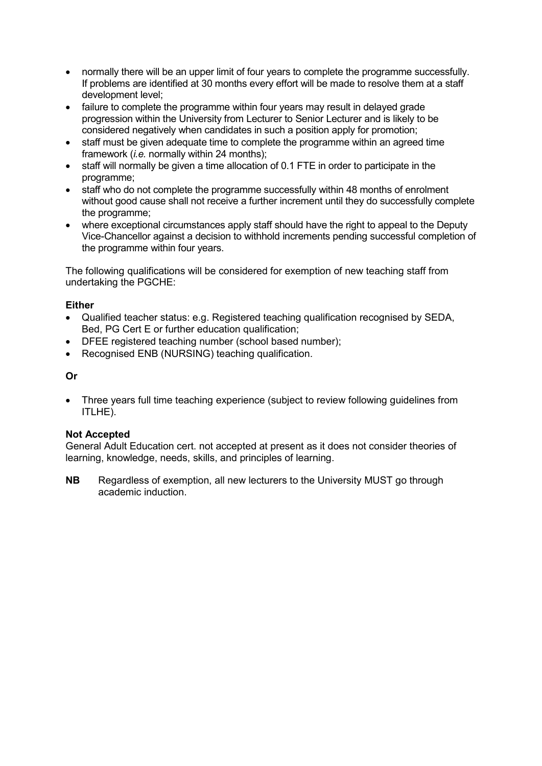- normally there will be an upper limit of four years to complete the programme successfully. If problems are identified at 30 months every effort will be made to resolve them at a staff development level;
- failure to complete the programme within four years may result in delayed grade progression within the University from Lecturer to Senior Lecturer and is likely to be considered negatively when candidates in such a position apply for promotion;
- staff must be given adequate time to complete the programme within an agreed time framework (*i.e.* normally within 24 months);
- staff will normally be given a time allocation of 0.1 FTE in order to participate in the programme;
- staff who do not complete the programme successfully within 48 months of enrolment without good cause shall not receive a further increment until they do successfully complete the programme;
- where exceptional circumstances apply staff should have the right to appeal to the Deputy Vice-Chancellor against a decision to withhold increments pending successful completion of the programme within four years.

The following qualifications will be considered for exemption of new teaching staff from undertaking the PGCHE:

**Either**

- Qualified teacher status: e.g. Registered teaching qualification recognised by SEDA, Bed, PG Cert E or further education qualification;
- DFEE registered teaching number (school based number);
- Recognised ENB (NURSING) teaching qualification.

**Or**

- Three years full time teaching experience (subject to review following guidelines from ITLHE).

**Not Accepted**

General Adult Education cert. not accepted at present as it does not consider theories of learning, knowledge, needs, skills, and principles of learning.

**NB** Regardless of exemption, all new lecturers to the University MUST go through academic induction.